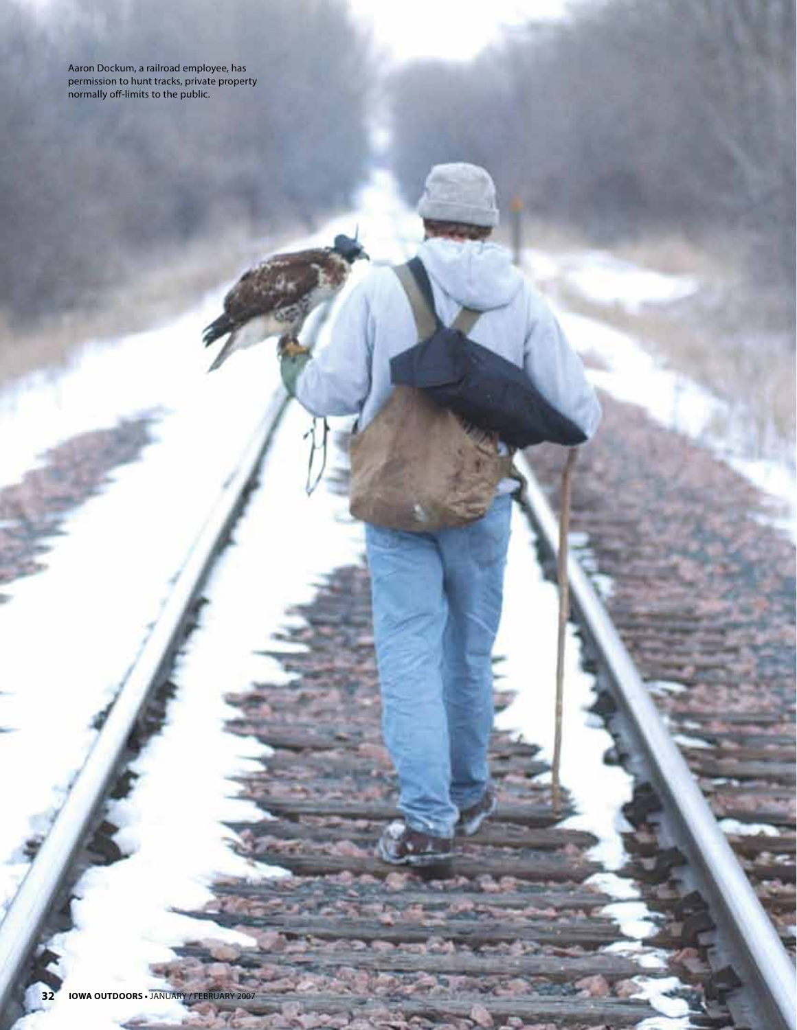Aaron Dockum, a railroad employee, has permission to hunt tracks, private property normally off-limits to the public.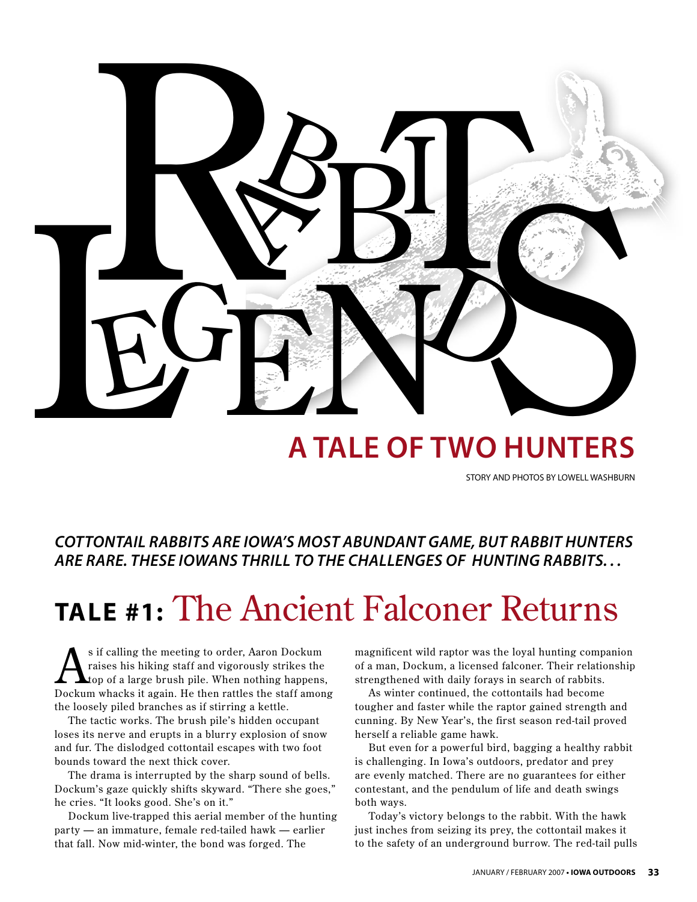# RABBIT LEGENDS

## A TALE OF TWO HUNTERS

STORY AND PHOTOS BY LOWELL WASHBURN

***COTTONTAIL RABBITS ARE IOWA'S MOST ABUNDANT GAME, BUT RABBIT HUNTERS ARE RARE. THESE IOWANS THRILL TO THE CHALLENGES OF HUNTING RABBITS. . .***

## TALE #1: The Ancient Falconer Returns

As if calling the meeting to order, Aaron Dockum raises his hiking staff and vigorously strikes the top of a large brush pile. When nothing happens, Dockum whacks it again. He then rattles the staff among the loosely piled branches as if stirring a kettle.

The tactic works. The brush pile's hidden occupant loses its nerve and erupts in a blurry explosion of snow and fur. The dislodged cottontail escapes with two foot bounds toward the next thick cover.

The drama is interrupted by the sharp sound of bells. Dockum's gaze quickly shifts skyward. "There she goes," he cries. "It looks good. She's on it."

Dockum live-trapped this aerial member of the hunting party — an immature, female red-tailed hawk — earlier that fall. Now mid-winter, the bond was forged. The magnificent wild raptor was the loyal hunting companion of a man, Dockum, a licensed falconer. Their relationship strengthened with daily forays in search of rabbits.

As winter continued, the cottontails had become tougher and faster while the raptor gained strength and cunning. By New Year's, the first season red-tail proved herself a reliable game hawk.

But even for a powerful bird, bagging a healthy rabbit is challenging. In Iowa's outdoors, predator and prey are evenly matched. There are no guarantees for either contestant, and the pendulum of life and death swings both ways.

Today's victory belongs to the rabbit. With the hawk just inches from seizing its prey, the cottontail makes it to the safety of an underground burrow. The red-tail pulls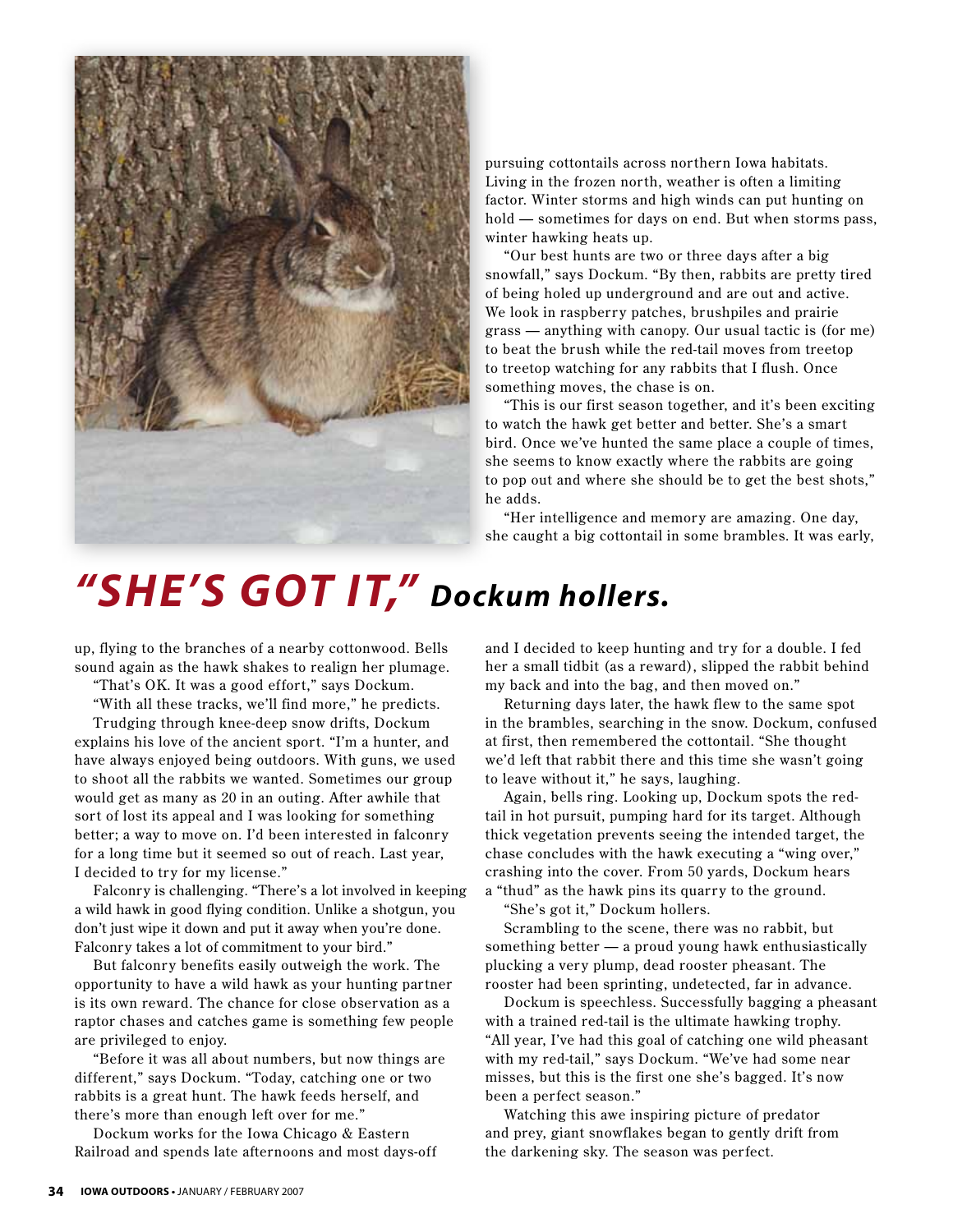pursuing cottontails across northern Iowa habitats. Living in the frozen north, weather is often a limiting factor. Winter storms and high winds can put hunting on hold — sometimes for days on end. But when storms pass, winter hawking heats up.

"Our best hunts are two or three days after a big snowfall," says Dockum. "By then, rabbits are pretty tired of being holed up underground and are out and active. We look in raspberry patches, brushpiles and prairie grass — anything with canopy. Our usual tactic is (for me) to beat the brush while the red-tail moves from treetop to treetop watching for any rabbits that I flush. Once something moves, the chase is on.

"This is our first season together, and it's been exciting to watch the hawk get better and better. She's a smart bird. Once we've hunted the same place a couple of times, she seems to know exactly where the rabbits are going to pop out and where she should be to get the best shots," he adds.

"Her intelligence and memory are amazing. One day, she caught a big cottontail in some brambles. It was early,

## *"SHE'S GOT IT," Dockum hollers.*

up, flying to the branches of a nearby cottonwood. Bells sound again as the hawk shakes to realign her plumage.

"That's OK. It was a good effort," says Dockum.

"With all these tracks, we'll find more," he predicts.

Trudging through knee-deep snow drifts, Dockum explains his love of the ancient sport. "I'm a hunter, and have always enjoyed being outdoors. With guns, we used to shoot all the rabbits we wanted. Sometimes our group would get as many as 20 in an outing. After awhile that sort of lost its appeal and I was looking for something better; a way to move on. I'd been interested in falconry for a long time but it seemed so out of reach. Last year, I decided to try for my license."

Falconry is challenging. "There's a lot involved in keeping a wild hawk in good flying condition. Unlike a shotgun, you don't just wipe it down and put it away when you're done. Falconry takes a lot of commitment to your bird."

But falconry benefits easily outweigh the work. The opportunity to have a wild hawk as your hunting partner is its own reward. The chance for close observation as a raptor chases and catches game is something few people are privileged to enjoy.

"Before it was all about numbers, but now things are different," says Dockum. "Today, catching one or two rabbits is a great hunt. The hawk feeds herself, and there's more than enough left over for me."

Dockum works for the Iowa Chicago & Eastern Railroad and spends late afternoons and most days-off

and I decided to keep hunting and try for a double. I fed her a small tidbit (as a reward), slipped the rabbit behind my back and into the bag, and then moved on."

Returning days later, the hawk flew to the same spot in the brambles, searching in the snow. Dockum, confused at first, then remembered the cottontail. "She thought we'd left that rabbit there and this time she wasn't going to leave without it," he says, laughing.

Again, bells ring. Looking up, Dockum spots the red-tail in hot pursuit, pumping hard for its target. Although thick vegetation prevents seeing the intended target, the chase concludes with the hawk executing a "wing over," crashing into the cover. From 50 yards, Dockum hears a "thud" as the hawk pins its quarry to the ground.

"She's got it," Dockum hollers.

Scrambling to the scene, there was no rabbit, but something better — a proud young hawk enthusiastically plucking a very plump, dead rooster pheasant. The rooster had been sprinting, undetected, far in advance.

Dockum is speechless. Successfully bagging a pheasant with a trained red-tail is the ultimate hawking trophy. "All year, I've had this goal of catching one wild pheasant with my red-tail," says Dockum. "We've had some near misses, but this is the first one she's bagged. It's now been a perfect season."

Watching this awe inspiring picture of predator and prey, giant snowflakes began to gently drift from the darkening sky. The season was perfect.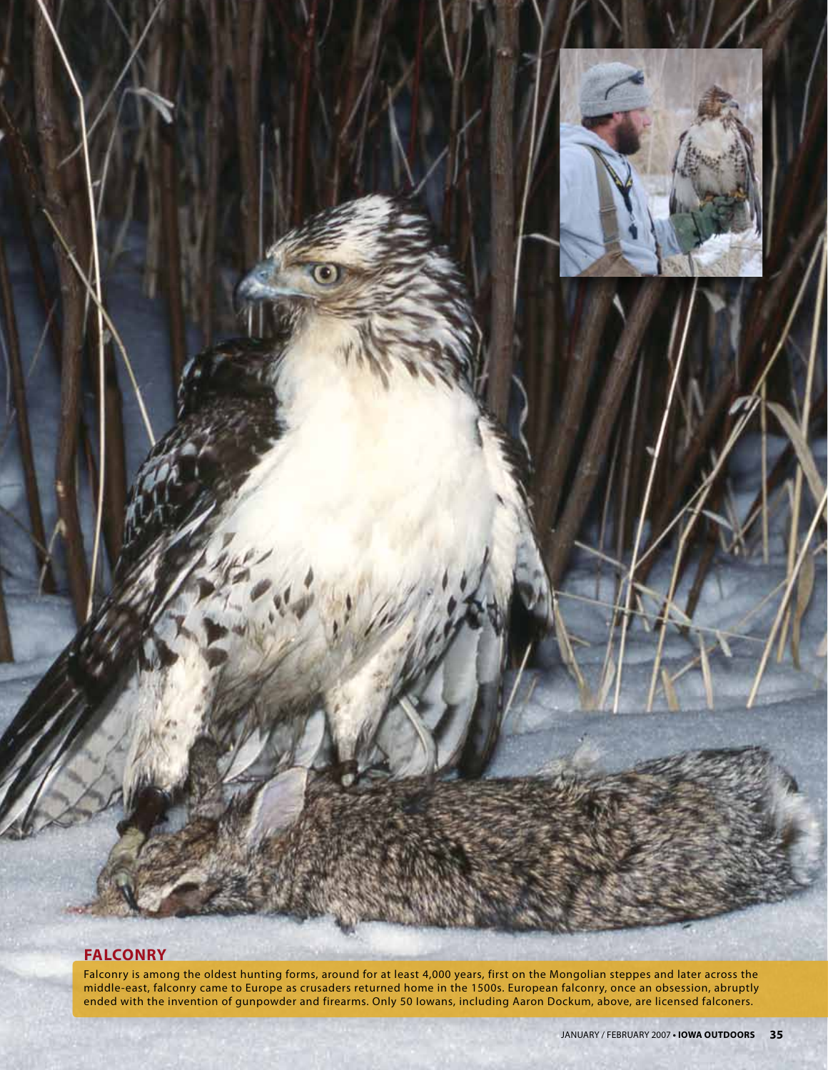## FALCONRY

Falconry is among the oldest hunting forms, around for at least 4,000 years, first on the Mongolian steppes and later across the middle-east, falconry came to Europe as crusaders returned home in the 1500s. European falconry, once an obsession, abruptly ended with the invention of gunpowder and firearms. Only 50 Iowans, including Aaron Dockum, above, are licensed falconers.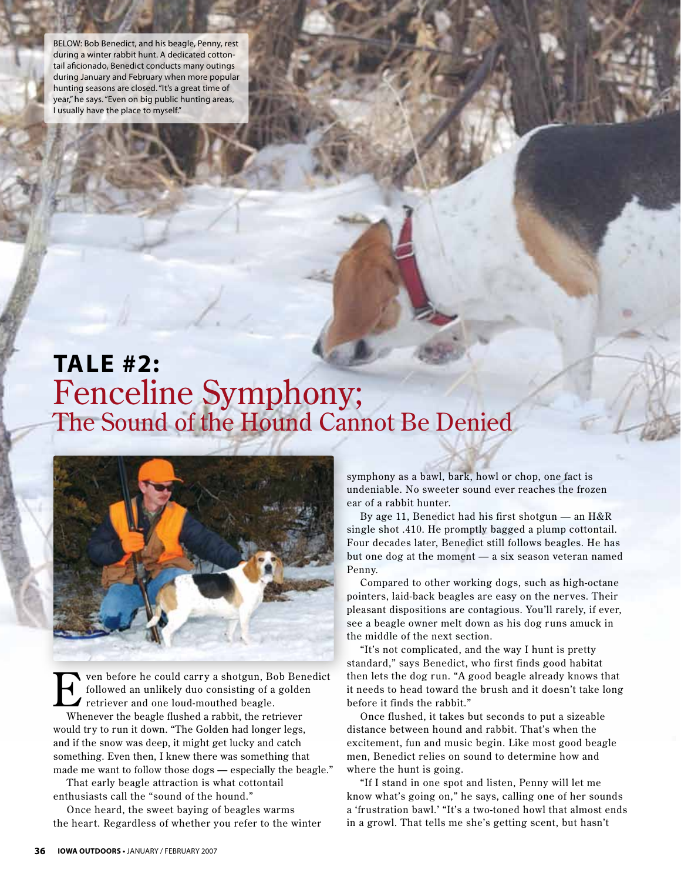BELOW: Bob Benedict, and his beagle, Penny, rest during a winter rabbit hunt. A dedicated cottontail aficionado, Benedict conducts many outings during January and February when more popular hunting seasons are closed. "It's a great time of year," he says. "Even on big public hunting areas, I usually have the place to myself."

## TALE #2: Fenceline Symphony; The Sound of the Hound Cannot Be Denied

Even before he could carry a shotgun, Bob Benedict followed an unlikely duo consisting of a golden retriever and one loud-mouthed beagle.

Whenever the beagle flushed a rabbit, the retriever would try to run it down. "The Golden had longer legs, and if the snow was deep, it might get lucky and catch something. Even then, I knew there was something that made me want to follow those dogs — especially the beagle."

That early beagle attraction is what cottontail enthusiasts call the "sound of the hound."

Once heard, the sweet baying of beagles warms the heart. Regardless of whether you refer to the winter symphony as a bawl, bark, howl or chop, one fact is undeniable. No sweeter sound ever reaches the frozen ear of a rabbit hunter.

By age 11, Benedict had his first shotgun — an H&R single shot .410. He promptly bagged a plump cottontail. Four decades later, Benedict still follows beagles. He has but one dog at the moment — a six season veteran named Penny.

Compared to other working dogs, such as high-octane pointers, laid-back beagles are easy on the nerves. Their pleasant dispositions are contagious. You'll rarely, if ever, see a beagle owner melt down as his dog runs amuck in the middle of the next section.

"It's not complicated, and the way I hunt is pretty standard," says Benedict, who first finds good habitat then lets the dog run. "A good beagle already knows that it needs to head toward the brush and it doesn't take long before it finds the rabbit."

Once flushed, it takes but seconds to put a sizeable distance between hound and rabbit. That's when the excitement, fun and music begin. Like most good beagle men, Benedict relies on sound to determine how and where the hunt is going.

"If I stand in one spot and listen, Penny will let me know what's going on," he says, calling one of her sounds a 'frustration bawl.' "It's a two-toned howl that almost ends in a growl. That tells me she's getting scent, but hasn't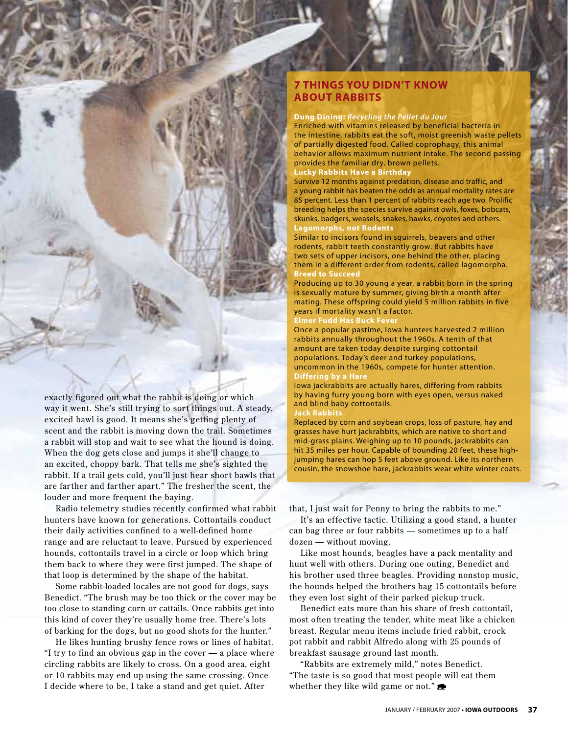exactly figured out what the rabbit is doing or which way it went. She's still trying to sort things out. A steady, excited bawl is good. It means she's getting plenty of scent and the rabbit is moving down the trail. Sometimes a rabbit will stop and wait to see what the hound is doing. When the dog gets close and jumps it she'll change to an excited, choppy bark. That tells me she's sighted the rabbit. If a trail gets cold, you'll just hear short bawls that are farther and farther apart." The fresher the scent, the louder and more frequent the baying.

Radio telemetry studies recently confirmed what rabbit hunters have known for generations. Cottontails conduct their daily activities confined to a well-defined home range and are reluctant to leave. Pursued by experienced hounds, cottontails travel in a circle or loop which bring them back to where they were first jumped. The shape of that loop is determined by the shape of the habitat.

Some rabbit-loaded locales are not good for dogs, says Benedict. "The brush may be too thick or the cover may be too close to standing corn or cattails. Once rabbits get into this kind of cover they're usually home free. There's lots of barking for the dogs, but no good shots for the hunter."

He likes hunting brushy fence rows or lines of habitat. "I try to find an obvious gap in the cover — a place where circling rabbits are likely to cross. On a good area, eight or 10 rabbits may end up using the same crossing. Once I decide where to be, I take a stand and get quiet. After that, I just wait for Penny to bring the rabbits to me."

It's an effective tactic. Utilizing a good stand, a hunter can bag three or four rabbits — sometimes up to a half dozen — without moving.

Like most hounds, beagles have a pack mentality and hunt well with others. During one outing, Benedict and his brother used three beagles. Providing nonstop music, the hounds helped the brothers bag 15 cottontails before they even lost sight of their parked pickup truck.

Benedict eats more than his share of fresh cottontail, most often treating the tender, white meat like a chicken breast. Regular menu items include fried rabbit, crock pot rabbit and rabbit Alfredo along with 25 pounds of breakfast sausage ground last month.

"Rabbits are extremely mild," notes Benedict. "The taste is so good that most people will eat them whether they like wild game or not."

## 7 THINGS YOU DIDN'T KNOW ABOUT RABBITS

**Dung Dining:** ***Recycling the Pellet du Jour***
Enriched with vitamins released by beneficial bacteria in the intestine, rabbits eat the soft, moist greenish waste pellets of partially digested food. Called coprophagy, this animal behavior allows maximum nutrient intake. The second passing provides the familiar dry, brown pellets.

**Lucky Rabbits Have a Birthday**
Survive 12 months against predation, disease and traffic, and a young rabbit has beaten the odds as annual mortality rates are 85 percent. Less than 1 percent of rabbits reach age two. Prolific breeding helps the species survive against owls, foxes, bobcats, skunks, badgers, weasels, snakes, hawks, coyotes and others.

**Lagomorphs, not Rodents**
Similar to incisors found in squirrels, beavers and other rodents, rabbit teeth constantly grow. But rabbits have two sets of upper incisors, one behind the other, placing them in a different order from rodents, called lagomorpha.

**Breed to Succeed**
Producing up to 30 young a year, a rabbit born in the spring is sexually mature by summer, giving birth a month after mating. These offspring could yield 5 million rabbits in five years if mortality wasn't a factor.

**Elmer Fudd Has Buck Fever**
Once a popular pastime, Iowa hunters harvested 2 million rabbits annually throughout the 1960s. A tenth of that amount are taken today despite surging cottontail populations. Today's deer and turkey populations, uncommon in the 1960s, compete for hunter attention.

**Differing by a Hare**
Iowa jackrabbits are actually hares, differing from rabbits by having furry young born with eyes open, versus naked and blind baby cottontails.

**Jack Rabbits**
Replaced by corn and soybean crops, loss of pasture, hay and grasses have hurt jackrabbits, which are native to short and mid-grass plains. Weighing up to 10 pounds, jackrabbits can hit 35 miles per hour. Capable of bounding 20 feet, these high-jumping hares can hop 5 feet above ground. Like its northern cousin, the snowshoe hare, jackrabbits wear white winter coats.